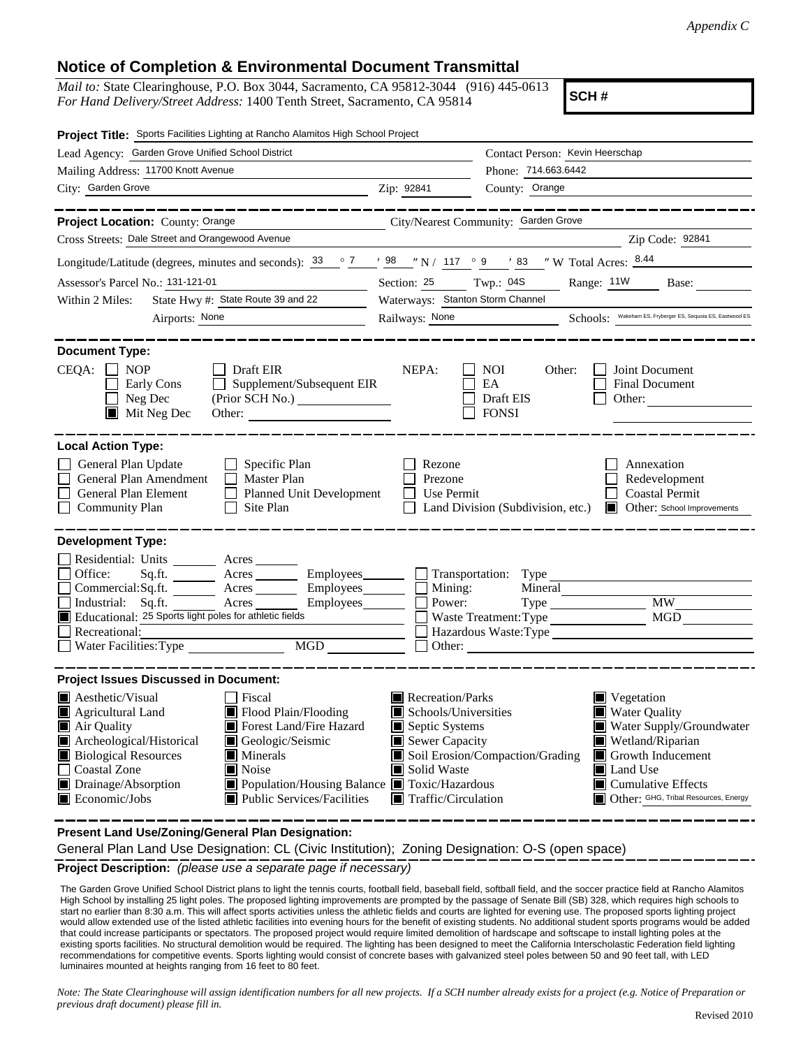*Appendix C*

## Notice of Completion & Environmental Document Transmittal

*Mail to:* State Clearinghouse, P.O. Box 3044, Sacramento, CA 95812-3044 (916) 445-0613
*For Hand Delivery/Street Address:* 1400 Tenth Street, Sacramento, CA 95814

**SCH #**

**Project Title:** Sports Facilities Lighting at Rancho Alamitos High School Project

Lead Agency: Garden Grove Unified School District
Contact Person: Kevin Heerschap
Mailing Address: 11700 Knott Avenue
Phone: 714.663.6442
City: Garden Grove
Zip: 92841
County: Orange

---

**Project Location:** County: Orange
City/Nearest Community: Garden Grove
Cross Streets: Dale Street and Orangewood Avenue
Zip Code: 92841
Longitude/Latitude (degrees, minutes and seconds): 33 ° 7 ′ 98 ″ N / 117 ° 9 ′ 83 ″ W Total Acres: 8.44
Assessor's Parcel No.: 131-121-01
Section: 25 Twp.: 04S Range: 11W Base:
Within 2 Miles: State Hwy #: State Route 39 and 22
Waterways: Stanton Storm Channel
Airports: None
Railways: None
Schools: Wakeham ES, Fryberger ES, Sequoia ES, Eastwood ES

---

**Document Type:**

CEQA:
- ☐ NOP
- ☐ Early Cons
- ☐ Neg Dec
- ☒ Mit Neg Dec
- ☐ Draft EIR
- ☐ Supplement/Subsequent EIR (Prior SCH No.)
- Other:

NEPA:
- ☐ NOI
- ☐ EA
- ☐ Draft EIS
- ☐ FONSI

Other:
- ☐ Joint Document
- ☐ Final Document
- ☐ Other:

---

**Local Action Type:**

- ☐ General Plan Update
- ☐ General Plan Amendment
- ☐ General Plan Element
- ☐ Community Plan
- ☐ Specific Plan
- ☐ Master Plan
- ☐ Planned Unit Development
- ☐ Site Plan
- ☐ Rezone
- ☐ Prezone
- ☐ Use Permit
- ☐ Land Division (Subdivision, etc.)
- ☐ Annexation
- ☐ Redevelopment
- ☐ Coastal Permit
- ☒ Other: School Improvements

---

**Development Type:**

- ☐ Residential: Units ___ Acres ___
- ☐ Office: Sq.ft. ___ Acres ___ Employees ___
- ☐ Commercial: Sq.ft. ___ Acres ___ Employees ___
- ☐ Industrial: Sq.ft. ___ Acres ___ Employees ___
- ☒ Educational: 25 Sports light poles for athletic fields
- ☐ Recreational:
- ☐ Water Facilities: Type ___ MGD ___
- ☐ Transportation: Type
- ☐ Mining: Mineral
- ☐ Power: Type ___ MW
- ☐ Waste Treatment: Type ___ MGD
- ☐ Hazardous Waste: Type
- ☐ Other:

---

**Project Issues Discussed in Document:**

- ☒ Aesthetic/Visual
- ☒ Agricultural Land
- ☒ Air Quality
- ☒ Archeological/Historical
- ☒ Biological Resources
- ☐ Coastal Zone
- ☒ Drainage/Absorption
- ☒ Economic/Jobs
- ☐ Fiscal
- ☒ Flood Plain/Flooding
- ☒ Forest Land/Fire Hazard
- ☒ Geologic/Seismic
- ☒ Minerals
- ☒ Noise
- ☒ Population/Housing Balance
- ☒ Public Services/Facilities
- ☒ Recreation/Parks
- ☒ Schools/Universities
- ☒ Septic Systems
- ☒ Sewer Capacity
- ☒ Soil Erosion/Compaction/Grading
- ☒ Solid Waste
- ☒ Toxic/Hazardous
- ☒ Traffic/Circulation
- ☒ Vegetation
- ☒ Water Quality
- ☒ Water Supply/Groundwater
- ☒ Wetland/Riparian
- ☒ Growth Inducement
- ☒ Land Use
- ☒ Cumulative Effects
- ☒ Other: GHG, Tribal Resources, Energy

---

**Present Land Use/Zoning/General Plan Designation:**

General Plan Land Use Designation: CL (Civic Institution); Zoning Designation: O-S (open space)

**Project Description:** *(please use a separate page if necessary)*

The Garden Grove Unified School District plans to light the tennis courts, football field, baseball field, softball field, and the soccer practice field at Rancho Alamitos High School by installing 25 light poles. The proposed lighting improvements are prompted by the passage of Senate Bill (SB) 328, which requires high schools to start no earlier than 8:30 a.m. This will affect sports activities unless the athletic fields and courts are lighted for evening use. The proposed sports lighting project would allow extended use of the listed athletic facilities into evening hours for the benefit of existing students. No additional student sports programs would be added that could increase participants or spectators. The proposed project would require limited demolition of hardscape and softscape to install lighting poles at the existing sports facilities. No structural demolition would be required. The lighting has been designed to meet the California Interscholastic Federation field lighting recommendations for competitive events. Sports lighting would consist of concrete bases with galvanized steel poles between 50 and 90 feet tall, with LED luminaires mounted at heights ranging from 16 feet to 80 feet.

*Note: The State Clearinghouse will assign identification numbers for all new projects. If a SCH number already exists for a project (e.g. Notice of Preparation or previous draft document) please fill in.*

Revised 2010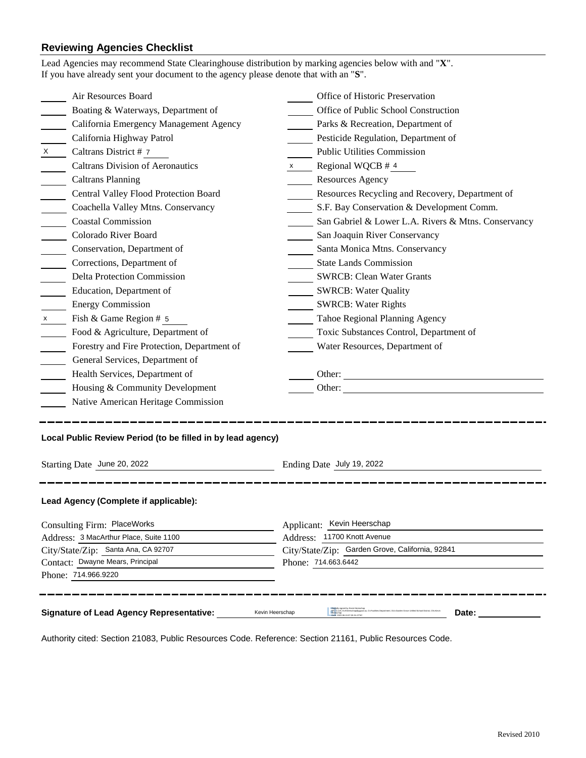## Reviewing Agencies Checklist

Lead Agencies may recommend State Clearinghouse distribution by marking agencies below with and "**X**".
If you have already sent your document to the agency please denote that with an "**S**".

| | | | |
|---|---|---|---|
| | Air Resources Board | | Office of Historic Preservation |
| | Boating & Waterways, Department of | | Office of Public School Construction |
| | California Emergency Management Agency | | Parks & Recreation, Department of |
| | California Highway Patrol | | Pesticide Regulation, Department of |
| X | Caltrans District # 7 | | Public Utilities Commission |
| | Caltrans Division of Aeronautics | x | Regional WQCB # 4 |
| | Caltrans Planning | | Resources Agency |
| | Central Valley Flood Protection Board | | Resources Recycling and Recovery, Department of |
| | Coachella Valley Mtns. Conservancy | | S.F. Bay Conservation & Development Comm. |
| | Coastal Commission | | San Gabriel & Lower L.A. Rivers & Mtns. Conservancy |
| | Colorado River Board | | San Joaquin River Conservancy |
| | Conservation, Department of | | Santa Monica Mtns. Conservancy |
| | Corrections, Department of | | State Lands Commission |
| | Delta Protection Commission | | SWRCB: Clean Water Grants |
| | Education, Department of | | SWRCB: Water Quality |
| | Energy Commission | | SWRCB: Water Rights |
| x | Fish & Game Region # 5 | | Tahoe Regional Planning Agency |
| | Food & Agriculture, Department of | | Toxic Substances Control, Department of |
| | Forestry and Fire Protection, Department of | | Water Resources, Department of |
| | General Services, Department of | | |
| | Health Services, Department of | | Other: |
| | Housing & Community Development | | Other: |
| | Native American Heritage Commission | | |

---

**Local Public Review Period (to be filled in by lead agency)**

Starting Date June 20, 2022 Ending Date July 19, 2022

---

**Lead Agency (Complete if applicable):**

Consulting Firm: PlaceWorks
Address: 3 MacArthur Place, Suite 1100
City/State/Zip: Santa Ana, CA 92707
Contact: Dwayne Mears, Principal
Phone: 714.966.9220

Applicant: Kevin Heerschap
Address: 11700 Knott Avenue
City/State/Zip: Garden Grove, California, 92841
Phone: 714.663.6442

---

**Signature of Lead Agency Representative:** Kevin Heerschap [Digitally signed by Kevin Heerschap] **Date:**

Authority cited: Section 21083, Public Resources Code. Reference: Section 21161, Public Resources Code.

Revised 2010